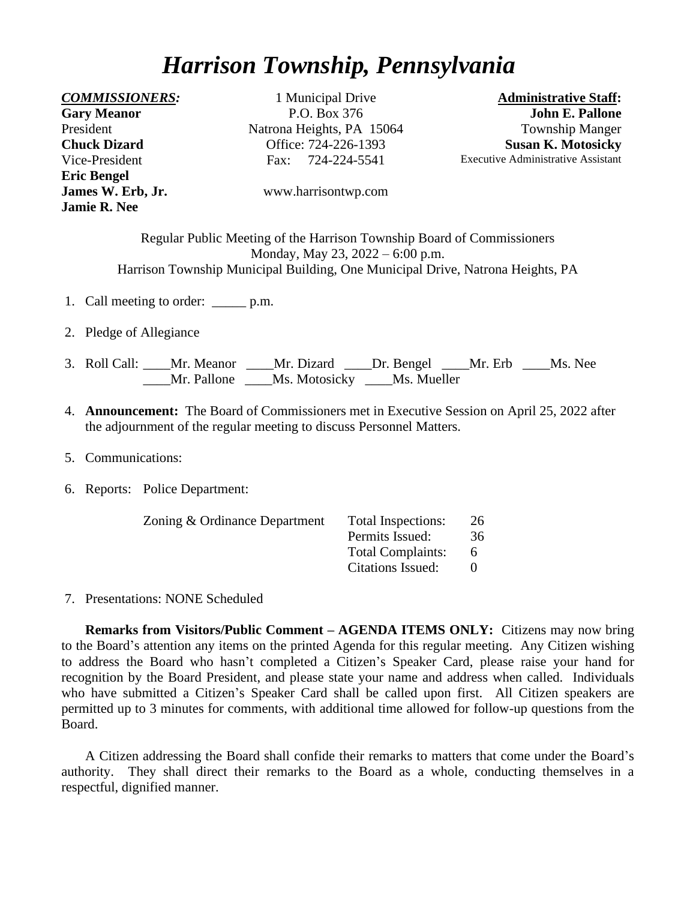# *Harrison Township, Pennsylvania*

***COMMISSIONERS:***
**Gary Meanor**
President
**Chuck Dizard**
Vice-President
**Eric Bengel**
**James W. Erb, Jr.**
**Jamie R. Nee**

1 Municipal Drive
P.O. Box 376
Natrona Heights, PA 15064
Office: 724-226-1393
Fax: 724-224-5541

www.harrisontwp.com

**Administrative Staff:**
**John E. Pallone**
Township Manger
**Susan K. Motosicky**
Executive Administrative Assistant

Regular Public Meeting of the Harrison Township Board of Commissioners
Monday, May 23, 2022 – 6:00 p.m.
Harrison Township Municipal Building, One Municipal Drive, Natrona Heights, PA

1. Call meeting to order: _____ p.m.

2. Pledge of Allegiance

3. Roll Call: ____Mr. Meanor ____Mr. Dizard ____Dr. Bengel ____Mr. Erb ____Ms. Nee
   ____Mr. Pallone ____Ms. Motosicky ____Ms. Mueller

4. **Announcement:** The Board of Commissioners met in Executive Session on April 25, 2022 after the adjournment of the regular meeting to discuss Personnel Matters.

5. Communications:

6. Reports: Police Department:

   Zoning & Ordinance Department

   | | |
   |---|---|
   | Total Inspections: | 26 |
   | Permits Issued: | 36 |
   | Total Complaints: | 6 |
   | Citations Issued: | 0 |

7. Presentations: NONE Scheduled

**Remarks from Visitors/Public Comment – AGENDA ITEMS ONLY:** Citizens may now bring to the Board's attention any items on the printed Agenda for this regular meeting. Any Citizen wishing to address the Board who hasn't completed a Citizen's Speaker Card, please raise your hand for recognition by the Board President, and please state your name and address when called. Individuals who have submitted a Citizen's Speaker Card shall be called upon first. All Citizen speakers are permitted up to 3 minutes for comments, with additional time allowed for follow-up questions from the Board.

A Citizen addressing the Board shall confide their remarks to matters that come under the Board's authority. They shall direct their remarks to the Board as a whole, conducting themselves in a respectful, dignified manner.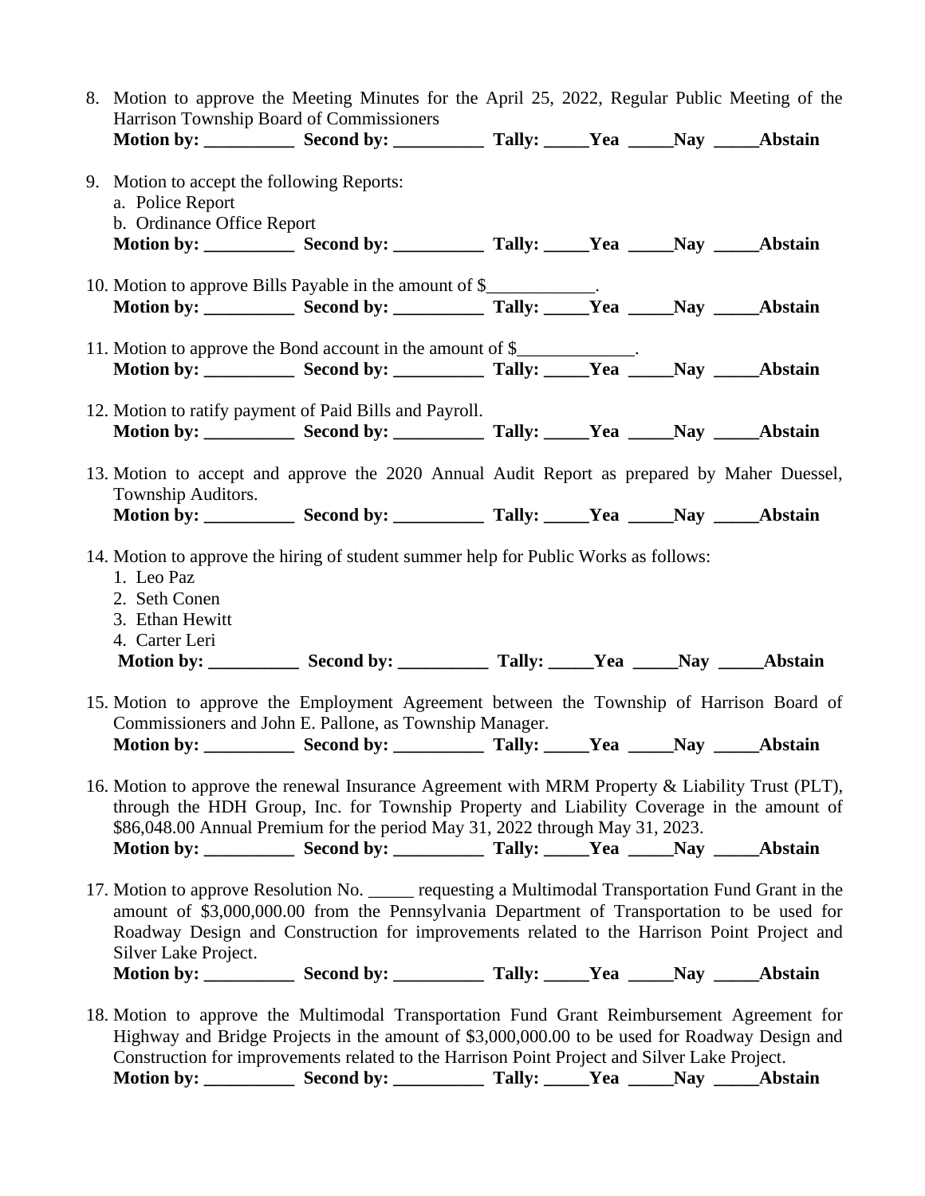8. Motion to approve the Meeting Minutes for the April 25, 2022, Regular Public Meeting of the Harrison Township Board of Commissioners
   **Motion by: __________ Second by: __________ Tally: _____Yea _____Nay _____Abstain**

9. Motion to accept the following Reports:
   a. Police Report
   b. Ordinance Office Report
   **Motion by: __________ Second by: __________ Tally: _____Yea _____Nay _____Abstain**

10. Motion to approve Bills Payable in the amount of $____________.
    **Motion by: __________ Second by: __________ Tally: _____Yea _____Nay _____Abstain**

11. Motion to approve the Bond account in the amount of $_____________.
    **Motion by: __________ Second by: __________ Tally: _____Yea _____Nay _____Abstain**

12. Motion to ratify payment of Paid Bills and Payroll.
    **Motion by: __________ Second by: __________ Tally: _____Yea _____Nay _____Abstain**

13. Motion to accept and approve the 2020 Annual Audit Report as prepared by Maher Duessel, Township Auditors.
    **Motion by: __________ Second by: __________ Tally: _____Yea _____Nay _____Abstain**

14. Motion to approve the hiring of student summer help for Public Works as follows:
    1. Leo Paz
    2. Seth Conen
    3. Ethan Hewitt
    4. Carter Leri
    
    **Motion by: __________ Second by: __________ Tally: _____Yea _____Nay _____Abstain**

15. Motion to approve the Employment Agreement between the Township of Harrison Board of Commissioners and John E. Pallone, as Township Manager.
    **Motion by: __________ Second by: __________ Tally: _____Yea _____Nay _____Abstain**

16. Motion to approve the renewal Insurance Agreement with MRM Property & Liability Trust (PLT), through the HDH Group, Inc. for Township Property and Liability Coverage in the amount of $86,048.00 Annual Premium for the period May 31, 2022 through May 31, 2023.
    **Motion by: __________ Second by: __________ Tally: _____Yea _____Nay _____Abstain**

17. Motion to approve Resolution No. _____ requesting a Multimodal Transportation Fund Grant in the amount of $3,000,000.00 from the Pennsylvania Department of Transportation to be used for Roadway Design and Construction for improvements related to the Harrison Point Project and Silver Lake Project.
    **Motion by: __________ Second by: __________ Tally: _____Yea _____Nay _____Abstain**

18. Motion to approve the Multimodal Transportation Fund Grant Reimbursement Agreement for Highway and Bridge Projects in the amount of $3,000,000.00 to be used for Roadway Design and Construction for improvements related to the Harrison Point Project and Silver Lake Project.
    **Motion by: __________ Second by: __________ Tally: _____Yea _____Nay _____Abstain**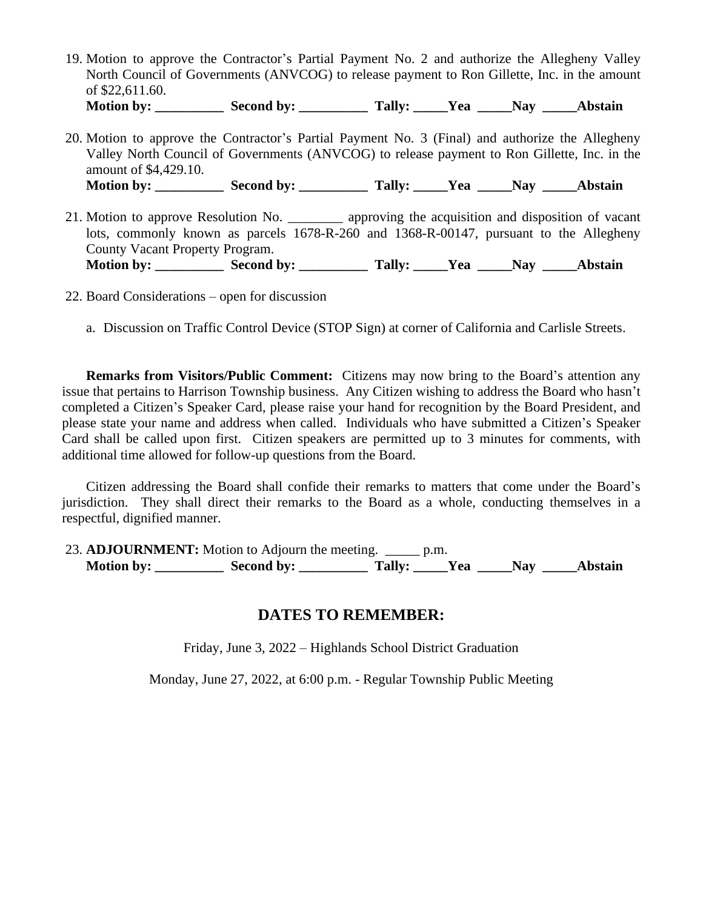19. Motion to approve the Contractor’s Partial Payment No. 2 and authorize the Allegheny Valley North Council of Governments (ANVCOG) to release payment to Ron Gillette, Inc. in the amount of $22,611.60.
**Motion by: __________ Second by: __________ Tally: _____Yea _____Nay _____Abstain**

20. Motion to approve the Contractor’s Partial Payment No. 3 (Final) and authorize the Allegheny Valley North Council of Governments (ANVCOG) to release payment to Ron Gillette, Inc. in the amount of $4,429.10.
**Motion by: __________ Second by: __________ Tally: _____Yea _____Nay _____Abstain**

21. Motion to approve Resolution No. ________ approving the acquisition and disposition of vacant lots, commonly known as parcels 1678-R-260 and 1368-R-00147, pursuant to the Allegheny County Vacant Property Program.
**Motion by: __________ Second by: __________ Tally: _____Yea _____Nay _____Abstain**

22. Board Considerations – open for discussion

    a. Discussion on Traffic Control Device (STOP Sign) at corner of California and Carlisle Streets.

**Remarks from Visitors/Public Comment:** Citizens may now bring to the Board’s attention any issue that pertains to Harrison Township business. Any Citizen wishing to address the Board who hasn’t completed a Citizen’s Speaker Card, please raise your hand for recognition by the Board President, and please state your name and address when called. Individuals who have submitted a Citizen’s Speaker Card shall be called upon first. Citizen speakers are permitted up to 3 minutes for comments, with additional time allowed for follow-up questions from the Board.

Citizen addressing the Board shall confide their remarks to matters that come under the Board’s jurisdiction. They shall direct their remarks to the Board as a whole, conducting themselves in a respectful, dignified manner.

23. **ADJOURNMENT:** Motion to Adjourn the meeting. _____ p.m.
**Motion by: __________ Second by: __________ Tally: _____Yea _____Nay _____Abstain**

## DATES TO REMEMBER:

Friday, June 3, 2022 – Highlands School District Graduation

Monday, June 27, 2022, at 6:00 p.m. - Regular Township Public Meeting